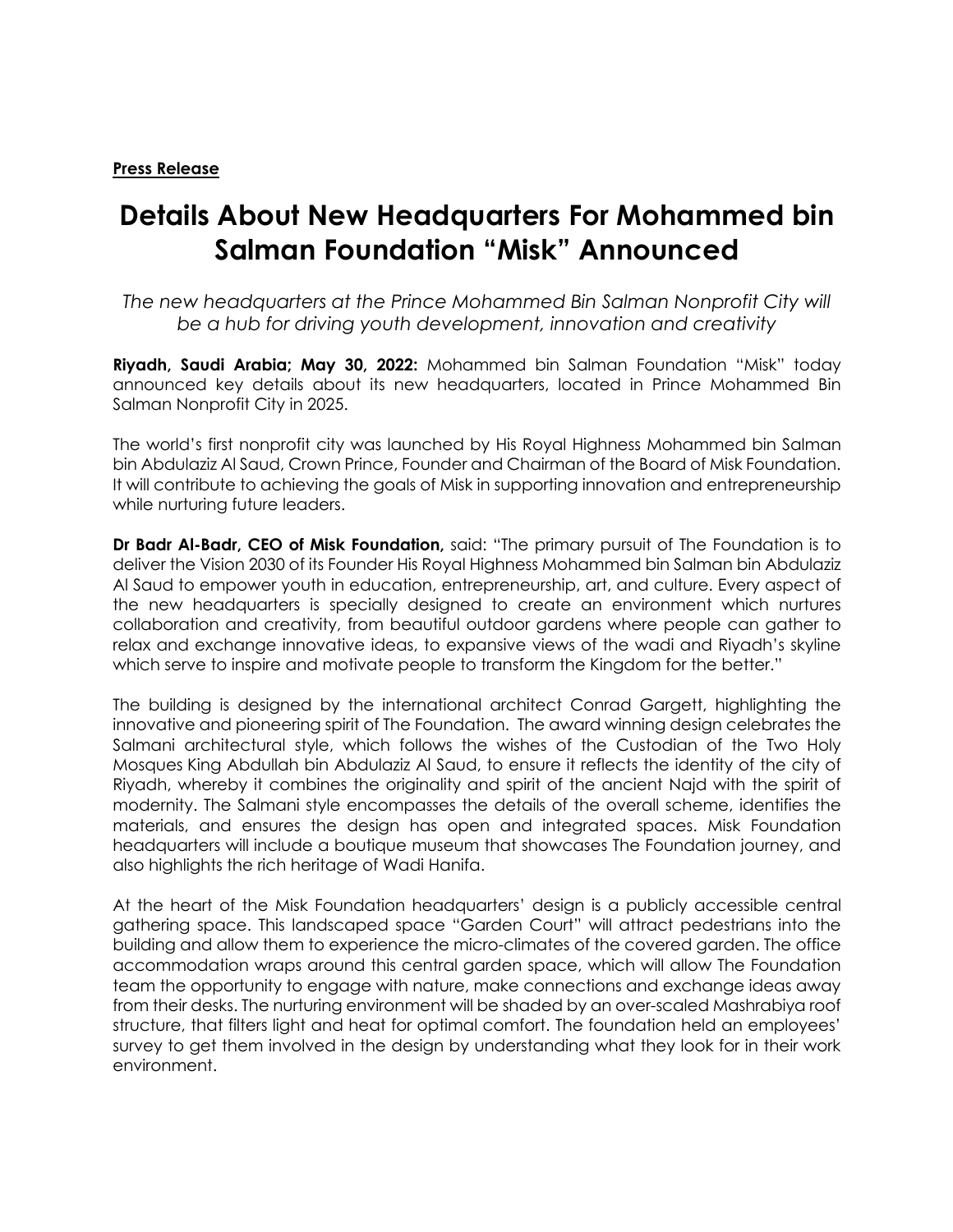**<u>Press Release</u>**

# Details About New Headquarters For Mohammed bin Salman Foundation “Misk” Announced

*The new headquarters at the Prince Mohammed Bin Salman Nonprofit City will be a hub for driving youth development, innovation and creativity*

**Riyadh, Saudi Arabia; May 30, 2022:** Mohammed bin Salman Foundation “Misk” today announced key details about its new headquarters, located in Prince Mohammed Bin Salman Nonprofit City in 2025.

The world’s first nonprofit city was launched by His Royal Highness Mohammed bin Salman bin Abdulaziz Al Saud, Crown Prince, Founder and Chairman of the Board of Misk Foundation. It will contribute to achieving the goals of Misk in supporting innovation and entrepreneurship while nurturing future leaders.

**Dr Badr Al-Badr, CEO of Misk Foundation,** said: “The primary pursuit of The Foundation is to deliver the Vision 2030 of its Founder His Royal Highness Mohammed bin Salman bin Abdulaziz Al Saud to empower youth in education, entrepreneurship, art, and culture. Every aspect of the new headquarters is specially designed to create an environment which nurtures collaboration and creativity, from beautiful outdoor gardens where people can gather to relax and exchange innovative ideas, to expansive views of the wadi and Riyadh’s skyline which serve to inspire and motivate people to transform the Kingdom for the better.”

The building is designed by the international architect Conrad Gargett, highlighting the innovative and pioneering spirit of The Foundation. The award winning design celebrates the Salmani architectural style, which follows the wishes of the Custodian of the Two Holy Mosques King Abdullah bin Abdulaziz Al Saud, to ensure it reflects the identity of the city of Riyadh, whereby it combines the originality and spirit of the ancient Najd with the spirit of modernity. The Salmani style encompasses the details of the overall scheme, identifies the materials, and ensures the design has open and integrated spaces. Misk Foundation headquarters will include a boutique museum that showcases The Foundation journey, and also highlights the rich heritage of Wadi Hanifa.

At the heart of the Misk Foundation headquarters’ design is a publicly accessible central gathering space. This landscaped space “Garden Court” will attract pedestrians into the building and allow them to experience the micro-climates of the covered garden. The office accommodation wraps around this central garden space, which will allow The Foundation team the opportunity to engage with nature, make connections and exchange ideas away from their desks. The nurturing environment will be shaded by an over-scaled Mashrabiya roof structure, that filters light and heat for optimal comfort. The foundation held an employees’ survey to get them involved in the design by understanding what they look for in their work environment.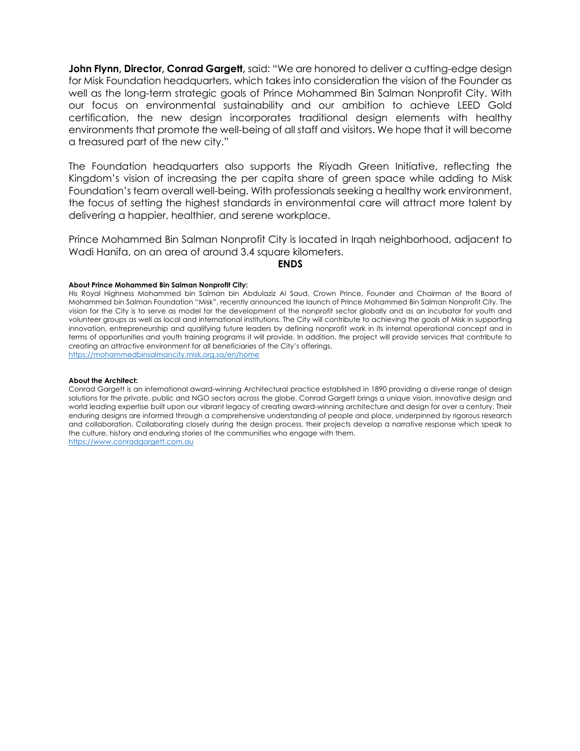**John Flynn, Director, Conrad Gargett,** said: "We are honored to deliver a cutting-edge design for Misk Foundation headquarters, which takes into consideration the vision of the Founder as well as the long-term strategic goals of Prince Mohammed Bin Salman Nonprofit City. With our focus on environmental sustainability and our ambition to achieve LEED Gold certification, the new design incorporates traditional design elements with healthy environments that promote the well-being of all staff and visitors. We hope that it will become a treasured part of the new city."

The Foundation headquarters also supports the Riyadh Green Initiative, reflecting the Kingdom's vision of increasing the per capita share of green space while adding to Misk Foundation's team overall well-being. With professionals seeking a healthy work environment, the focus of setting the highest standards in environmental care will attract more talent by delivering a happier, healthier, and serene workplace.

Prince Mohammed Bin Salman Nonprofit City is located in Irqah neighborhood, adjacent to Wadi Hanifa, on an area of around 3.4 square kilometers.

**ENDS**

**About Prince Mohammed Bin Salman Nonprofit City:**

His Royal Highness Mohammed bin Salman bin Abdulaziz Al Saud, Crown Prince, Founder and Chairman of the Board of Mohammed bin Salman Foundation "Misk", recently announced the launch of Prince Mohammed Bin Salman Nonprofit City. The vision for the City is to serve as model for the development of the nonprofit sector globally and as an incubator for youth and volunteer groups as well as local and international institutions. The City will contribute to achieving the goals of Misk in supporting innovation, entrepreneurship and qualifying future leaders by defining nonprofit work in its internal operational concept and in terms of opportunities and youth training programs it will provide. In addition, the project will provide services that contribute to creating an attractive environment for all beneficiaries of the City's offerings.
https://mohammedbinsalmancity.misk.org.sa/en/home

**About the Architect:**

Conrad Gargett is an international award-winning Architectural practice established in 1890 providing a diverse range of design solutions for the private, public and NGO sectors across the globe. Conrad Gargett brings a unique vision, innovative design and world leading expertise built upon our vibrant legacy of creating award-winning architecture and design for over a century. Their enduring designs are informed through a comprehensive understanding of people and place, underpinned by rigorous research and collaboration. Collaborating closely during the design process, their projects develop a narrative response which speak to the culture, history and enduring stories of the communities who engage with them.
https://www.conradgargett.com.au